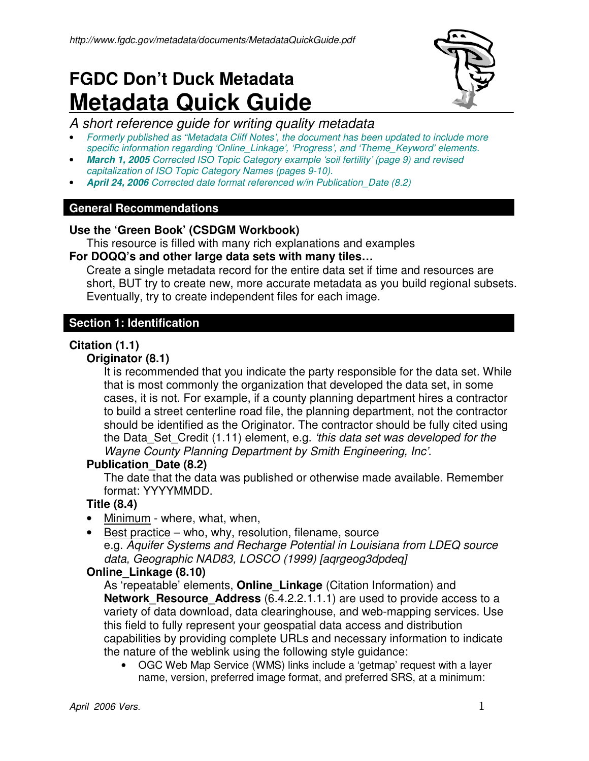http://www.fgdc.gov/metadata/documents/MetadataQuickGuide.pdf

# FGDC Don't Duck Metadata
# Metadata Quick Guide

*A short reference guide for writing quality metadata*

- *Formerly published as "Metadata Cliff Notes', the document has been updated to include more specific information regarding 'Online_Linkage', 'Progress', and 'Theme_Keyword' elements.*
- ***March 1, 2005** Corrected ISO Topic Category example 'soil fertility' (page 9) and revised capitalization of ISO Topic Category Names (pages 9-10).*
- ***April 24, 2006** Corrected date format referenced w/in Publication_Date (8.2)*

## General Recommendations

**Use the 'Green Book' (CSDGM Workbook)**

This resource is filled with many rich explanations and examples

**For DOQQ's and other large data sets with many tiles…**

Create a single metadata record for the entire data set if time and resources are short, BUT try to create new, more accurate metadata as you build regional subsets. Eventually, try to create independent files for each image.

## Section 1: Identification

### Citation (1.1)

#### Originator (8.1)

It is recommended that you indicate the party responsible for the data set. While that is most commonly the organization that developed the data set, in some cases, it is not. For example, if a county planning department hires a contractor to build a street centerline road file, the planning department, not the contractor should be identified as the Originator. The contractor should be fully cited using the Data_Set_Credit (1.11) element, e.g. *'this data set was developed for the Wayne County Planning Department by Smith Engineering, Inc'*.

#### Publication_Date (8.2)

The date that the data was published or otherwise made available. Remember format: YYYYMMDD.

#### Title (8.4)

- Minimum - where, what, when,
- Best practice – who, why, resolution, filename, source
  e.g. *Aquifer Systems and Recharge Potential in Louisiana from LDEQ source data, Geographic NAD83, LOSCO (1999) [aqrgeog3dpdeq]*

#### Online_Linkage (8.10)

As 'repeatable' elements, **Online_Linkage** (Citation Information) and **Network_Resource_Address** (6.4.2.2.1.1.1) are used to provide access to a variety of data download, data clearinghouse, and web-mapping services. Use this field to fully represent your geospatial data access and distribution capabilities by providing complete URLs and necessary information to indicate the nature of the weblink using the following style guidance:

- OGC Web Map Service (WMS) links include a 'getmap' request with a layer name, version, preferred image format, and preferred SRS, at a minimum: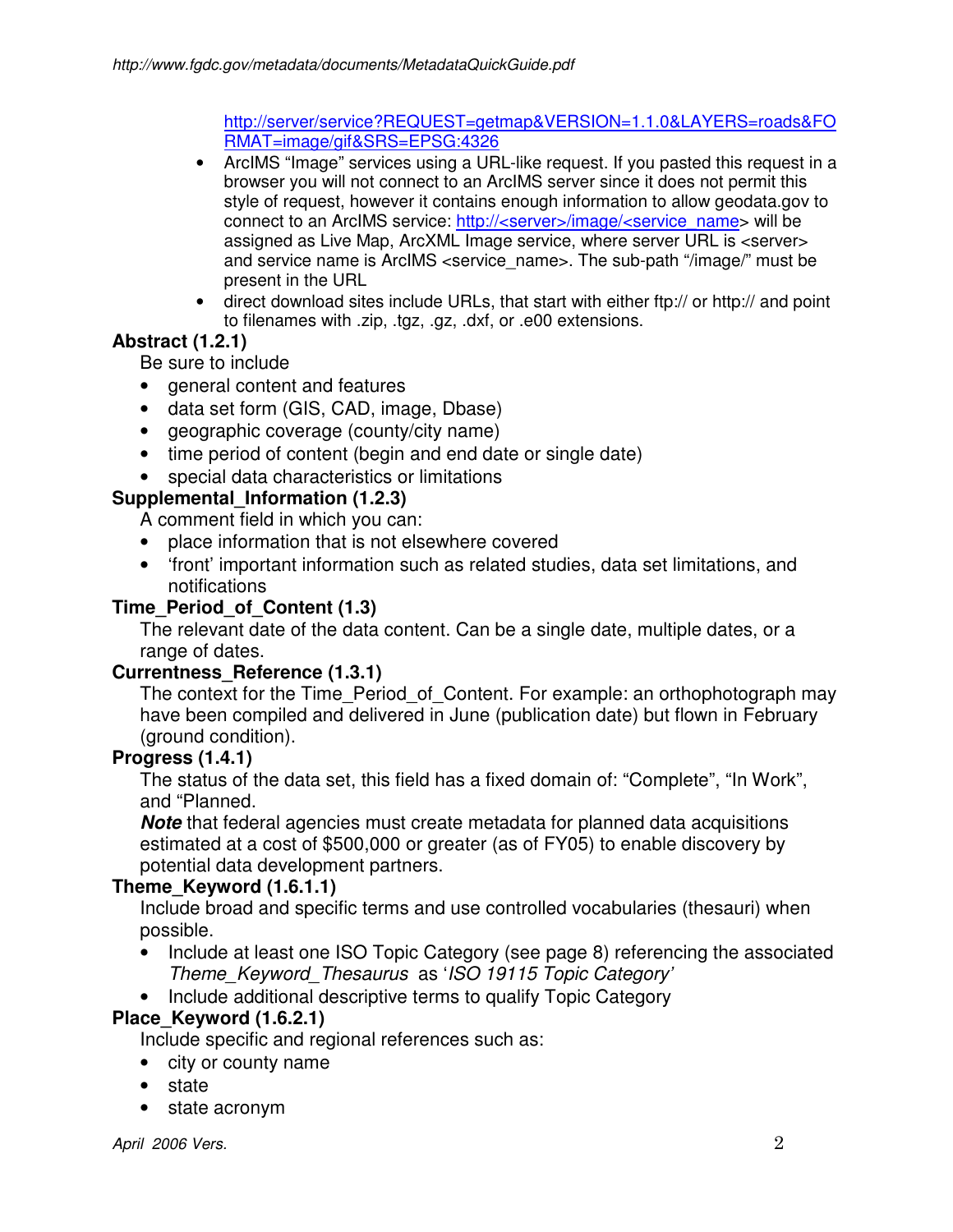http://server/service?REQUEST=getmap&VERSION=1.1.0&LAYERS=roads&FORMAT=image/gif&SRS=EPSG:4326

- ArcIMS "Image" services using a URL-like request. If you pasted this request in a browser you will not connect to an ArcIMS server since it does not permit this style of request, however it contains enough information to allow geodata.gov to connect to an ArcIMS service: http://<server>/image/<service_name> will be assigned as Live Map, ArcXML Image service, where server URL is <server> and service name is ArcIMS <service_name>. The sub-path "/image/" must be present in the URL
- direct download sites include URLs, that start with either ftp:// or http:// and point to filenames with .zip, .tgz, .gz, .dxf, or .e00 extensions.

**Abstract (1.2.1)**

Be sure to include

- general content and features
- data set form (GIS, CAD, image, Dbase)
- geographic coverage (county/city name)
- time period of content (begin and end date or single date)
- special data characteristics or limitations

**Supplemental_Information (1.2.3)**

A comment field in which you can:

- place information that is not elsewhere covered
- 'front' important information such as related studies, data set limitations, and notifications

**Time_Period_of_Content (1.3)**

The relevant date of the data content. Can be a single date, multiple dates, or a range of dates.

**Currentness_Reference (1.3.1)**

The context for the Time_Period_of_Content. For example: an orthophotograph may have been compiled and delivered in June (publication date) but flown in February (ground condition).

**Progress (1.4.1)**

The status of the data set, this field has a fixed domain of: "Complete", "In Work", and "Planned.

***Note*** that federal agencies must create metadata for planned data acquisitions estimated at a cost of $500,000 or greater (as of FY05) to enable discovery by potential data development partners.

**Theme_Keyword (1.6.1.1)**

Include broad and specific terms and use controlled vocabularies (thesauri) when possible.

- Include at least one ISO Topic Category (see page 8) referencing the associated *Theme_Keyword_Thesaurus* as '*ISO 19115 Topic Category*'
- Include additional descriptive terms to qualify Topic Category

**Place_Keyword (1.6.2.1)**

Include specific and regional references such as:

- city or county name
- state
- state acronym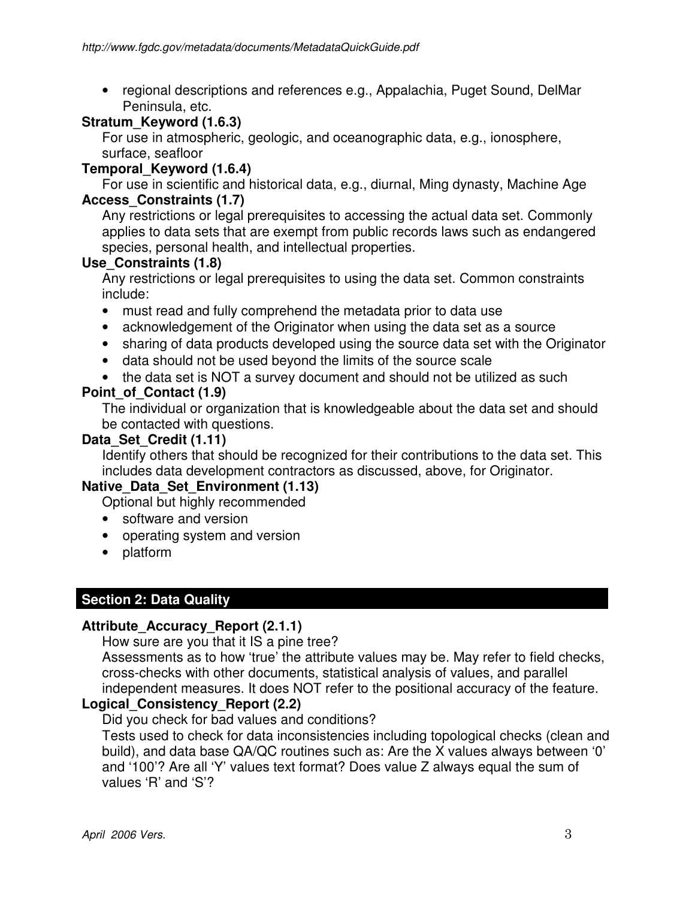- regional descriptions and references e.g., Appalachia, Puget Sound, DelMar Peninsula, etc.

**Stratum_Keyword (1.6.3)**

For use in atmospheric, geologic, and oceanographic data, e.g., ionosphere, surface, seafloor

**Temporal_Keyword (1.6.4)**

For use in scientific and historical data, e.g., diurnal, Ming dynasty, Machine Age

**Access_Constraints (1.7)**

Any restrictions or legal prerequisites to accessing the actual data set. Commonly applies to data sets that are exempt from public records laws such as endangered species, personal health, and intellectual properties.

**Use_Constraints (1.8)**

Any restrictions or legal prerequisites to using the data set. Common constraints include:

- must read and fully comprehend the metadata prior to data use
- acknowledgement of the Originator when using the data set as a source
- sharing of data products developed using the source data set with the Originator
- data should not be used beyond the limits of the source scale
- the data set is NOT a survey document and should not be utilized as such

**Point_of_Contact (1.9)**

The individual or organization that is knowledgeable about the data set and should be contacted with questions.

**Data_Set_Credit (1.11)**

Identify others that should be recognized for their contributions to the data set. This includes data development contractors as discussed, above, for Originator.

**Native_Data_Set_Environment (1.13)**

Optional but highly recommended

- software and version
- operating system and version
- platform

## Section 2: Data Quality

**Attribute_Accuracy_Report (2.1.1)**

How sure are you that it IS a pine tree?

Assessments as to how 'true' the attribute values may be. May refer to field checks, cross-checks with other documents, statistical analysis of values, and parallel independent measures. It does NOT refer to the positional accuracy of the feature.

**Logical_Consistency_Report (2.2)**

Did you check for bad values and conditions?

Tests used to check for data inconsistencies including topological checks (clean and build), and data base QA/QC routines such as: Are the X values always between '0' and '100'? Are all 'Y' values text format? Does value Z always equal the sum of values 'R' and 'S'?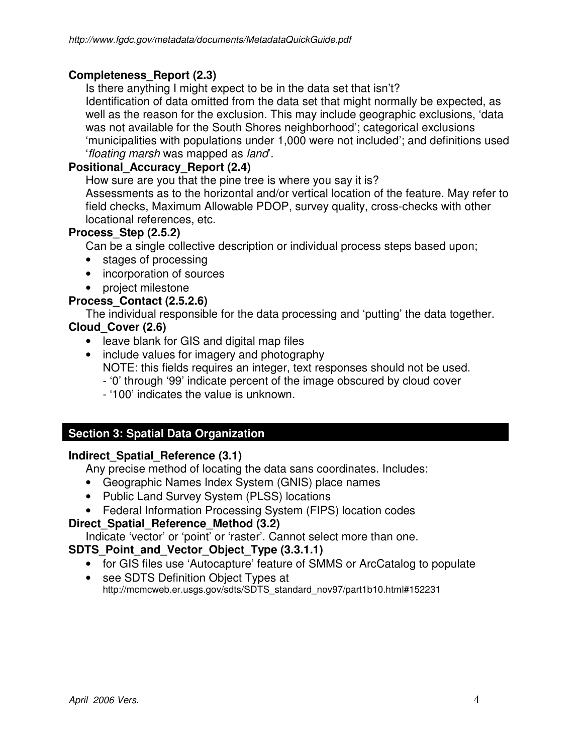**Completeness_Report (2.3)**

Is there anything I might expect to be in the data set that isn't?
Identification of data omitted from the data set that might normally be expected, as well as the reason for the exclusion. This may include geographic exclusions, 'data was not available for the South Shores neighborhood'; categorical exclusions 'municipalities with populations under 1,000 were not included'; and definitions used '*floating marsh* was mapped as *land*'.

**Positional_Accuracy_Report (2.4)**

How sure are you that the pine tree is where you say it is?
Assessments as to the horizontal and/or vertical location of the feature. May refer to field checks, Maximum Allowable PDOP, survey quality, cross-checks with other locational references, etc.

**Process_Step (2.5.2)**

Can be a single collective description or individual process steps based upon;

- stages of processing
- incorporation of sources
- project milestone

**Process_Contact (2.5.2.6)**

The individual responsible for the data processing and 'putting' the data together.

**Cloud_Cover (2.6)**

- leave blank for GIS and digital map files
- include values for imagery and photography
  NOTE: this fields requires an integer, text responses should not be used.
  - '0' through '99' indicate percent of the image obscured by cloud cover
  - '100' indicates the value is unknown.

## Section 3: Spatial Data Organization

**Indirect_Spatial_Reference (3.1)**

Any precise method of locating the data sans coordinates. Includes:

- Geographic Names Index System (GNIS) place names
- Public Land Survey System (PLSS) locations
- Federal Information Processing System (FIPS) location codes

**Direct_Spatial_Reference_Method (3.2)**

Indicate 'vector' or 'point' or 'raster'. Cannot select more than one.

**SDTS_Point_and_Vector_Object_Type (3.3.1.1)**

- for GIS files use 'Autocapture' feature of SMMS or ArcCatalog to populate
- see SDTS Definition Object Types at
  http://mcmcweb.er.usgs.gov/sdts/SDTS_standard_nov97/part1b10.html#152231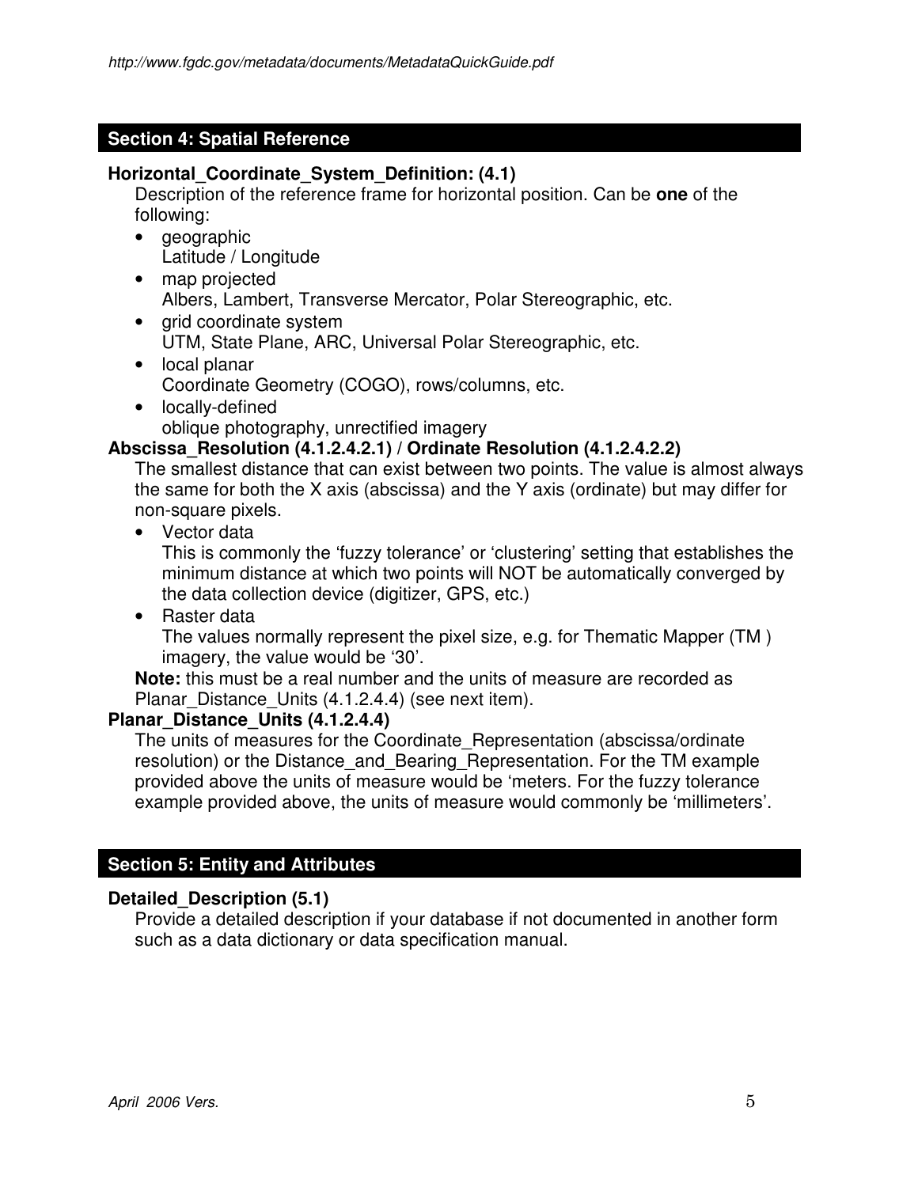## Section 4: Spatial Reference

**Horizontal_Coordinate_System_Definition: (4.1)**

Description of the reference frame for horizontal position. Can be **one** of the following:

- geographic
  Latitude / Longitude
- map projected
  Albers, Lambert, Transverse Mercator, Polar Stereographic, etc.
- grid coordinate system
  UTM, State Plane, ARC, Universal Polar Stereographic, etc.
- local planar
  Coordinate Geometry (COGO), rows/columns, etc.
- locally-defined
  oblique photography, unrectified imagery

**Abscissa_Resolution (4.1.2.4.2.1) / Ordinate Resolution (4.1.2.4.2.2)**

The smallest distance that can exist between two points. The value is almost always the same for both the X axis (abscissa) and the Y axis (ordinate) but may differ for non-square pixels.

- Vector data
  This is commonly the 'fuzzy tolerance' or 'clustering' setting that establishes the minimum distance at which two points will NOT be automatically converged by the data collection device (digitizer, GPS, etc.)
- Raster data
  The values normally represent the pixel size, e.g. for Thematic Mapper (TM ) imagery, the value would be '30'.

**Note:** this must be a real number and the units of measure are recorded as Planar_Distance_Units (4.1.2.4.4) (see next item).

**Planar_Distance_Units (4.1.2.4.4)**

The units of measures for the Coordinate_Representation (abscissa/ordinate resolution) or the Distance_and_Bearing_Representation. For the TM example provided above the units of measure would be 'meters. For the fuzzy tolerance example provided above, the units of measure would commonly be 'millimeters'.

## Section 5: Entity and Attributes

**Detailed_Description (5.1)**

Provide a detailed description if your database if not documented in another form such as a data dictionary or data specification manual.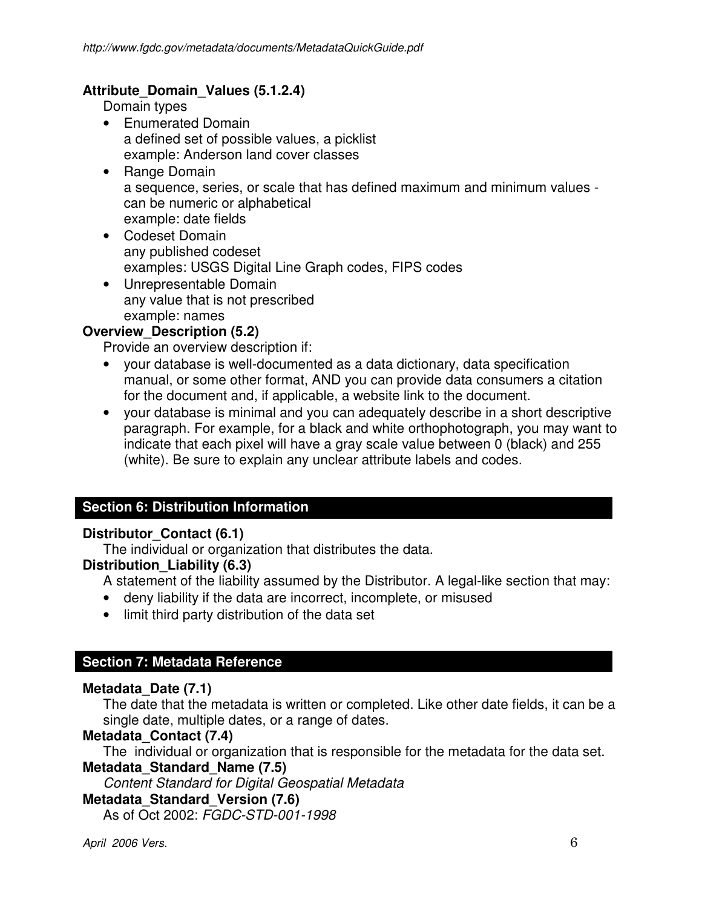**Attribute_Domain_Values (5.1.2.4)**

Domain types

- Enumerated Domain
  a defined set of possible values, a picklist
  example: Anderson land cover classes
- Range Domain
  a sequence, series, or scale that has defined maximum and minimum values - can be numeric or alphabetical
  example: date fields
- Codeset Domain
  any published codeset
  examples: USGS Digital Line Graph codes, FIPS codes
- Unrepresentable Domain
  any value that is not prescribed
  example: names

**Overview_Description (5.2)**

Provide an overview description if:

- your database is well-documented as a data dictionary, data specification manual, or some other format, AND you can provide data consumers a citation for the document and, if applicable, a website link to the document.
- your database is minimal and you can adequately describe in a short descriptive paragraph. For example, for a black and white orthophotograph, you may want to indicate that each pixel will have a gray scale value between 0 (black) and 255 (white). Be sure to explain any unclear attribute labels and codes.

## Section 6: Distribution Information

**Distributor_Contact (6.1)**

The individual or organization that distributes the data.

**Distribution_Liability (6.3)**

A statement of the liability assumed by the Distributor. A legal-like section that may:

- deny liability if the data are incorrect, incomplete, or misused
- limit third party distribution of the data set

## Section 7: Metadata Reference

**Metadata_Date (7.1)**

The date that the metadata is written or completed. Like other date fields, it can be a single date, multiple dates, or a range of dates.

**Metadata_Contact (7.4)**

The individual or organization that is responsible for the metadata for the data set.

**Metadata_Standard_Name (7.5)**

*Content Standard for Digital Geospatial Metadata*

**Metadata_Standard_Version (7.6)**

As of Oct 2002: *FGDC-STD-001-1998*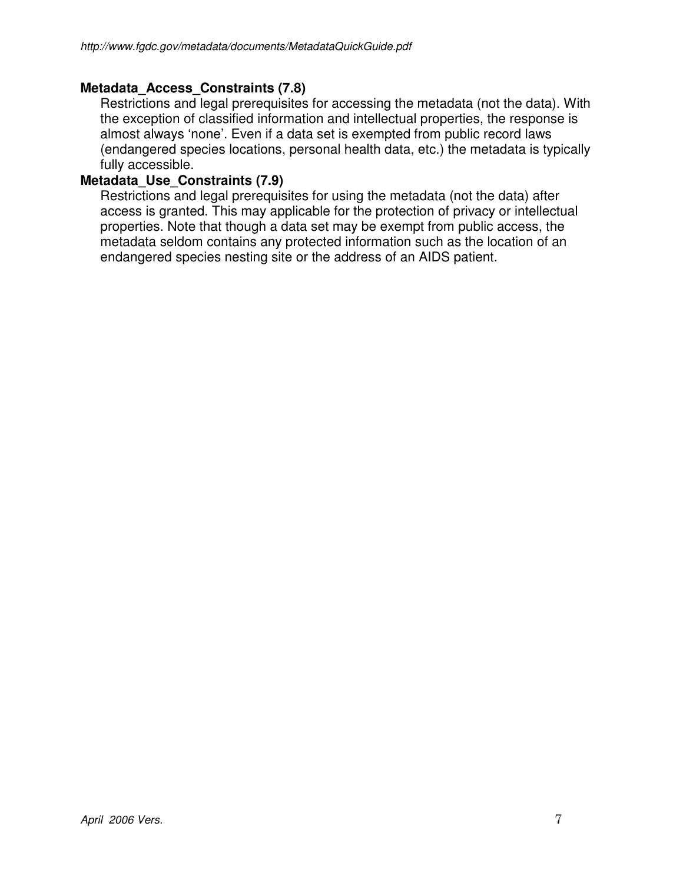**Metadata_Access_Constraints (7.8)**

Restrictions and legal prerequisites for accessing the metadata (not the data). With the exception of classified information and intellectual properties, the response is almost always 'none'. Even if a data set is exempted from public record laws (endangered species locations, personal health data, etc.) the metadata is typically fully accessible.

**Metadata_Use_Constraints (7.9)**

Restrictions and legal prerequisites for using the metadata (not the data) after access is granted. This may applicable for the protection of privacy or intellectual properties. Note that though a data set may be exempt from public access, the metadata seldom contains any protected information such as the location of an endangered species nesting site or the address of an AIDS patient.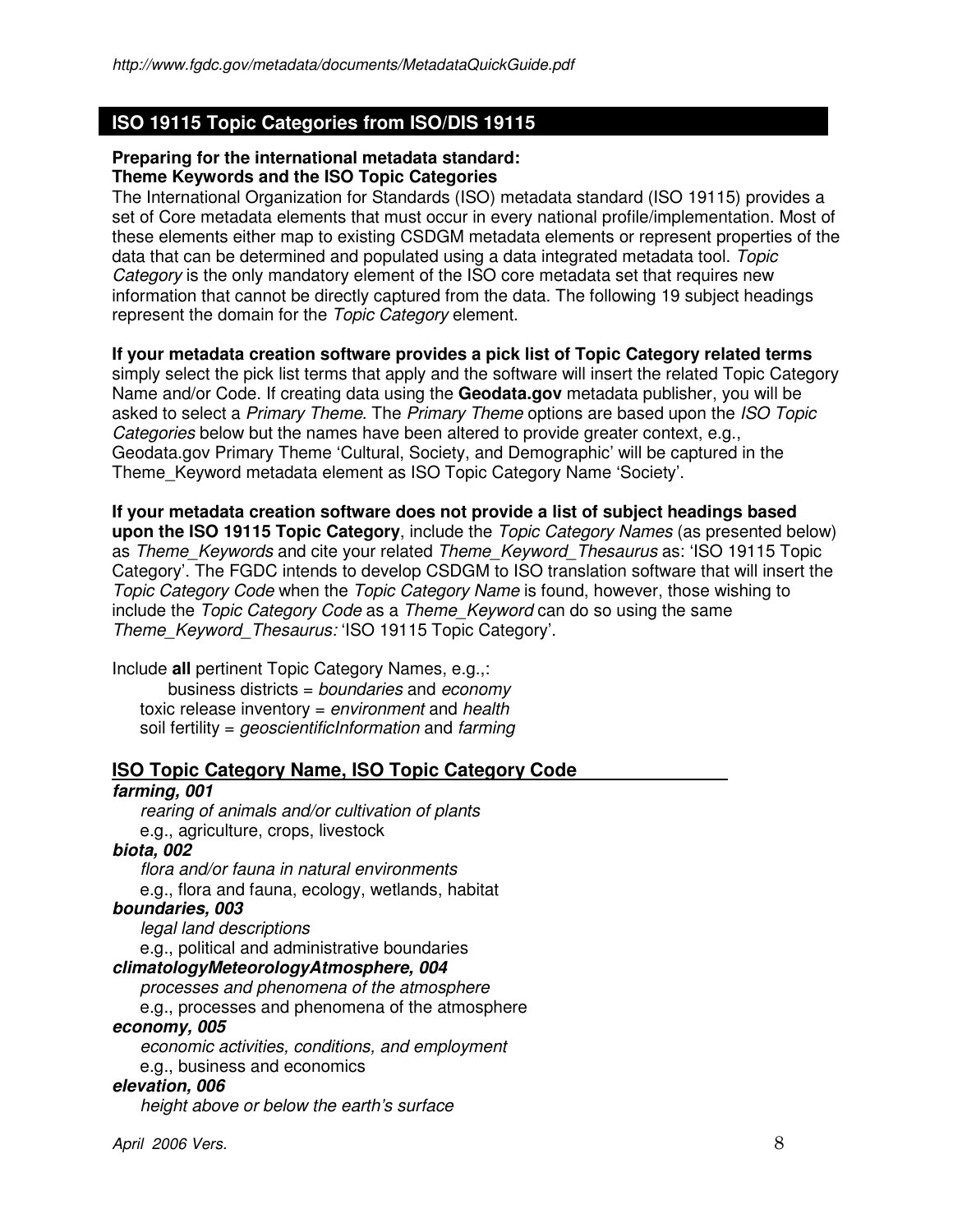## ISO 19115 Topic Categories from ISO/DIS 19115

**Preparing for the international metadata standard:**
**Theme Keywords and the ISO Topic Categories**

The International Organization for Standards (ISO) metadata standard (ISO 19115) provides a set of Core metadata elements that must occur in every national profile/implementation. Most of these elements either map to existing CSDGM metadata elements or represent properties of the data that can be determined and populated using a data integrated metadata tool. *Topic Category* is the only mandatory element of the ISO core metadata set that requires new information that cannot be directly captured from the data. The following 19 subject headings represent the domain for the *Topic Category* element.

**If your metadata creation software provides a pick list of Topic Category related terms** simply select the pick list terms that apply and the software will insert the related Topic Category Name and/or Code. If creating data using the **Geodata.gov** metadata publisher, you will be asked to select a *Primary Theme*. The *Primary Theme* options are based upon the *ISO Topic Categories* below but the names have been altered to provide greater context, e.g., Geodata.gov Primary Theme 'Cultural, Society, and Demographic' will be captured in the Theme_Keyword metadata element as ISO Topic Category Name 'Society'.

**If your metadata creation software does not provide a list of subject headings based upon the ISO 19115 Topic Category**, include the *Topic Category Names* (as presented below) as *Theme_Keywords* and cite your related *Theme_Keyword_Thesaurus* as: 'ISO 19115 Topic Category'. The FGDC intends to develop CSDGM to ISO translation software that will insert the *Topic Category Code* when the *Topic Category Name* is found, however, those wishing to include the *Topic Category Code* as a *Theme_Keyword* can do so using the same *Theme_Keyword_Thesaurus:* 'ISO 19115 Topic Category'.

Include **all** pertinent Topic Category Names, e.g.,:

- business districts = *boundaries* and *economy*
- toxic release inventory = *environment* and *health*
- soil fertility = *geoscientificInformation* and *farming*

### ISO Topic Category Name, ISO Topic Category Code

***farming, 001***
*rearing of animals and/or cultivation of plants*
e.g., agriculture, crops, livestock

***biota, 002***
*flora and/or fauna in natural environments*
e.g., flora and fauna, ecology, wetlands, habitat

***boundaries, 003***
*legal land descriptions*
e.g., political and administrative boundaries

***climatologyMeteorologyAtmosphere, 004***
*processes and phenomena of the atmosphere*
e.g., processes and phenomena of the atmosphere

***economy, 005***
*economic activities, conditions, and employment*
e.g., business and economics

***elevation, 006***
*height above or below the earth's surface*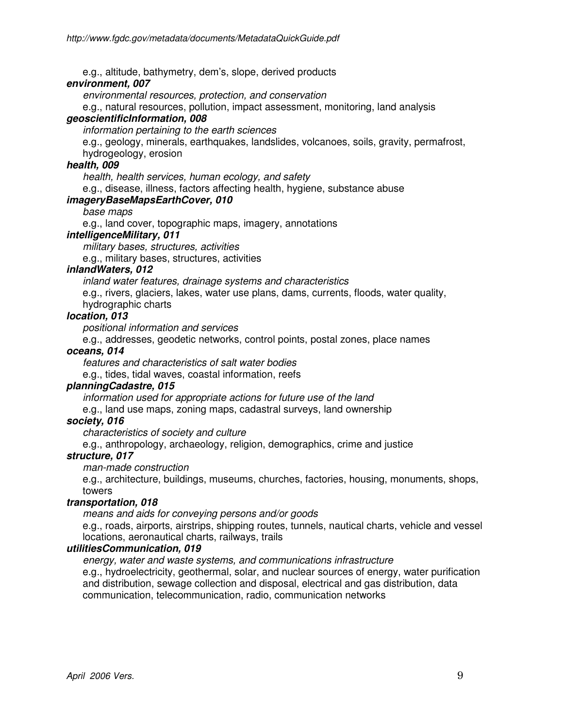e.g., altitude, bathymetry, dem's, slope, derived products

***environment, 007***

*environmental resources, protection, and conservation*

e.g., natural resources, pollution, impact assessment, monitoring, land analysis

***geoscientificInformation, 008***

*information pertaining to the earth sciences*

e.g., geology, minerals, earthquakes, landslides, volcanoes, soils, gravity, permafrost, hydrogeology, erosion

***health, 009***

*health, health services, human ecology, and safety*

e.g., disease, illness, factors affecting health, hygiene, substance abuse

***imageryBaseMapsEarthCover, 010***

*base maps*

e.g., land cover, topographic maps, imagery, annotations

***intelligenceMilitary, 011***

*military bases, structures, activities*

e.g., military bases, structures, activities

***inlandWaters, 012***

*inland water features, drainage systems and characteristics*

e.g., rivers, glaciers, lakes, water use plans, dams, currents, floods, water quality, hydrographic charts

***location, 013***

*positional information and services*

e.g., addresses, geodetic networks, control points, postal zones, place names

***oceans, 014***

*features and characteristics of salt water bodies*

e.g., tides, tidal waves, coastal information, reefs

***planningCadastre, 015***

*information used for appropriate actions for future use of the land*

e.g., land use maps, zoning maps, cadastral surveys, land ownership

***society, 016***

*characteristics of society and culture*

e.g., anthropology, archaeology, religion, demographics, crime and justice

***structure, 017***

*man-made construction*

e.g., architecture, buildings, museums, churches, factories, housing, monuments, shops, towers

***transportation, 018***

*means and aids for conveying persons and/or goods*

e.g., roads, airports, airstrips, shipping routes, tunnels, nautical charts, vehicle and vessel locations, aeronautical charts, railways, trails

***utilitiesCommunication, 019***

*energy, water and waste systems, and communications infrastructure*

e.g., hydroelectricity, geothermal, solar, and nuclear sources of energy, water purification and distribution, sewage collection and disposal, electrical and gas distribution, data communication, telecommunication, radio, communication networks